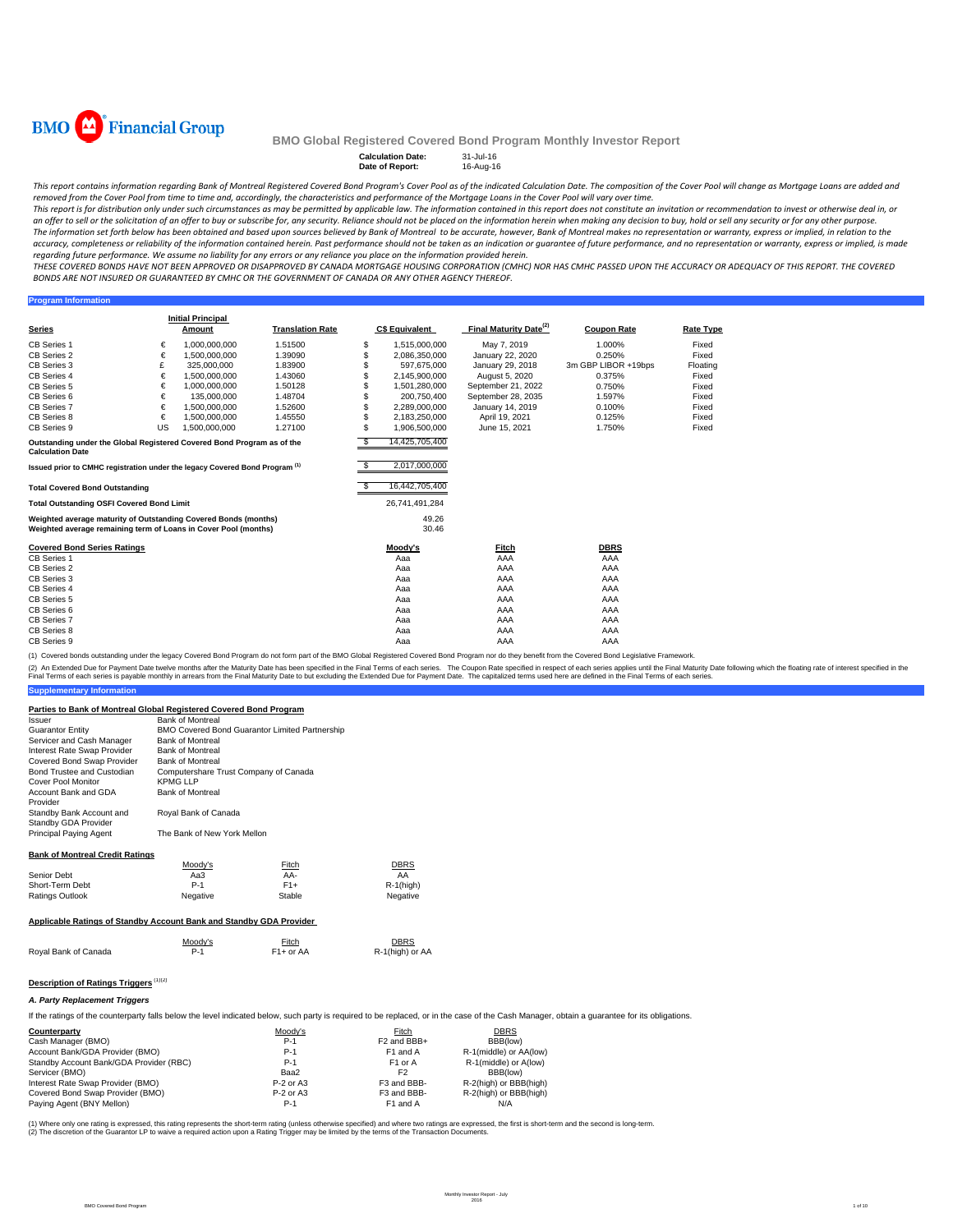BMO Financial Group

# BMO Global Registered Covered Bond Program Monthly Investor Report

**Calculation Date:** 31-Jul-16
**Date of Report:** 16-Aug-16

*This report contains information regarding Bank of Montreal Registered Covered Bond Program's Cover Pool as of the indicated Calculation Date. The composition of the Cover Pool will change as Mortgage Loans are added and removed from the Cover Pool from time to time and, accordingly, the characteristics and performance of the Mortgage Loans in the Cover Pool will vary over time.*

*This report is for distribution only under such circumstances as may be permitted by applicable law. The information contained in this report does not constitute an invitation or recommendation to invest or otherwise deal in, or an offer to sell or the solicitation of an offer to buy or subscribe for, any security. Reliance should not be placed on the information herein when making any decision to buy, hold or sell any security or for any other purpose.*

*The information set forth below has been obtained and based upon sources believed by Bank of Montreal to be accurate, however, Bank of Montreal makes no representation or warranty, express or implied, in relation to the accuracy, completeness or reliability of the information contained herein. Past performance should not be taken as an indication or guarantee of future performance, and no representation or warranty, express or implied, is made regarding future performance. We assume no liability for any errors or any reliance you place on the information provided herein.*

*THESE COVERED BONDS HAVE NOT BEEN APPROVED OR DISAPPROVED BY CANADA MORTGAGE HOUSING CORPORATION (CMHC) NOR HAS CMHC PASSED UPON THE ACCURACY OR ADEQUACY OF THIS REPORT. THE COVERED BONDS ARE NOT INSURED OR GUARANTEED BY CMHC OR THE GOVERNMENT OF CANADA OR ANY OTHER AGENCY THEREOF.*

## Program Information

| Series | | Initial Principal Amount | Translation Rate | C$ Equivalent | Final Maturity Date[(2)] | Coupon Rate | Rate Type |
|---|---|---|---|---|---|---|---|
| CB Series 1 | € | 1,000,000,000 | 1.51500 | $ 1,515,000,000 | May 7, 2019 | 1.000% | Fixed |
| CB Series 2 | € | 1,500,000,000 | 1.39090 | $ 2,086,350,000 | January 22, 2020 | 0.250% | Fixed |
| CB Series 3 | £ | 325,000,000 | 1.83900 | $ 597,675,000 | January 29, 2018 | 3m GBP LIBOR +19bps | Floating |
| CB Series 4 | € | 1,500,000,000 | 1.43060 | $ 2,145,900,000 | August 5, 2020 | 0.375% | Fixed |
| CB Series 5 | € | 1,000,000,000 | 1.50128 | $ 1,501,280,000 | September 21, 2022 | 0.750% | Fixed |
| CB Series 6 | € | 135,000,000 | 1.48704 | $ 200,750,400 | September 28, 2035 | 1.597% | Fixed |
| CB Series 7 | € | 1,500,000,000 | 1.52600 | $ 2,289,000,000 | January 14, 2019 | 0.100% | Fixed |
| CB Series 8 | € | 1,500,000,000 | 1.45550 | $ 2,183,250,000 | April 19, 2021 | 0.125% | Fixed |
| CB Series 9 | US | 1,500,000,000 | 1.27100 | $ 1,906,500,000 | June 15, 2021 | 1.750% | Fixed |

| | |
|---|---|
| Outstanding under the Global Registered Covered Bond Program as of the Calculation Date | $ 14,425,705,400 |
| Issued prior to CMHC registration under the legacy Covered Bond Program [(1)] | $ 2,017,000,000 |
| Total Covered Bond Outstanding | $ 16,442,705,400 |
| Total Outstanding OSFI Covered Bond Limit | 26,741,491,284 |
| Weighted average maturity of Outstanding Covered Bonds (months) | 49.26 |
| Weighted average remaining term of Loans in Cover Pool (months) | 30.46 |

| Covered Bond Series Ratings | Moody's | Fitch | DBRS |
|---|---|---|---|
| CB Series 1 | Aaa | AAA | AAA |
| CB Series 2 | Aaa | AAA | AAA |
| CB Series 3 | Aaa | AAA | AAA |
| CB Series 4 | Aaa | AAA | AAA |
| CB Series 5 | Aaa | AAA | AAA |
| CB Series 6 | Aaa | AAA | AAA |
| CB Series 7 | Aaa | AAA | AAA |
| CB Series 8 | Aaa | AAA | AAA |
| CB Series 9 | Aaa | AAA | AAA |

(1) Covered bonds outstanding under the legacy Covered Bond Program do not form part of the BMO Global Registered Covered Bond Program nor do they benefit from the Covered Bond Legislative Framework.

(2) An Extended Due for Payment Date twelve months after the Maturity Date has been specified in the Final Terms of each series. The Coupon Rate specified in respect of each series applies until the Final Maturity Date following which the floating rate of interest specified in the Final Terms of each series is payable monthly in arrears from the Final Maturity Date to but excluding the Extended Due for Payment Date. The capitalized terms used here are defined in the Final Terms of each series.

## Supplementary Information

### Parties to Bank of Montreal Global Registered Covered Bond Program

| | |
|---|---|
| Issuer | Bank of Montreal |
| Guarantor Entity | BMO Covered Bond Guarantor Limited Partnership |
| Servicer and Cash Manager | Bank of Montreal |
| Interest Rate Swap Provider | Bank of Montreal |
| Covered Bond Swap Provider | Bank of Montreal |
| Bond Trustee and Custodian | Computershare Trust Company of Canada |
| Cover Pool Monitor | KPMG LLP |
| Account Bank and GDA Provider | Bank of Montreal |
| Standby Bank Account and Standby GDA Provider | Royal Bank of Canada |
| Principal Paying Agent | The Bank of New York Mellon |

### Bank of Montreal Credit Ratings

| | Moody's | Fitch | DBRS |
|---|---|---|---|
| Senior Debt | Aa3 | AA- | AA |
| Short-Term Debt | P-1 | F1+ | R-1(high) |
| Ratings Outlook | Negative | Stable | Negative |

### Applicable Ratings of Standby Account Bank and Standby GDA Provider

| | Moody's | Fitch | DBRS |
|---|---|---|---|
| Royal Bank of Canada | P-1 | F1+ or AA | R-1(high) or AA |

### Description of Ratings Triggers [(1)(2)]

***A. Party Replacement Triggers***

If the ratings of the counterparty falls below the level indicated below, such party is required to be replaced, or in the case of the Cash Manager, obtain a guarantee for its obligations.

| Counterparty | Moody's | Fitch | DBRS |
|---|---|---|---|
| Cash Manager (BMO) | P-1 | F2 and BBB+ | BBB(low) |
| Account Bank/GDA Provider (BMO) | P-1 | F1 and A | R-1(middle) or AA(low) |
| Standby Account Bank/GDA Provider (RBC) | P-1 | F1 or A | R-1(middle) or A(low) |
| Servicer (BMO) | Baa2 | F2 | BBB(low) |
| Interest Rate Swap Provider (BMO) | P-2 or A3 | F3 and BBB- | R-2(high) or BBB(high) |
| Covered Bond Swap Provider (BMO) | P-2 or A3 | F3 and BBB- | R-2(high) or BBB(high) |
| Paying Agent (BNY Mellon) | P-1 | F1 and A | N/A |

(1) Where only one rating is expressed, this rating represents the short-term rating (unless otherwise specified) and where two ratings are expressed, the first is short-term and the second is long-term.
(2) The discretion of the Guarantor LP to waive a required action upon a Rating Trigger may be limited by the terms of the Transaction Documents.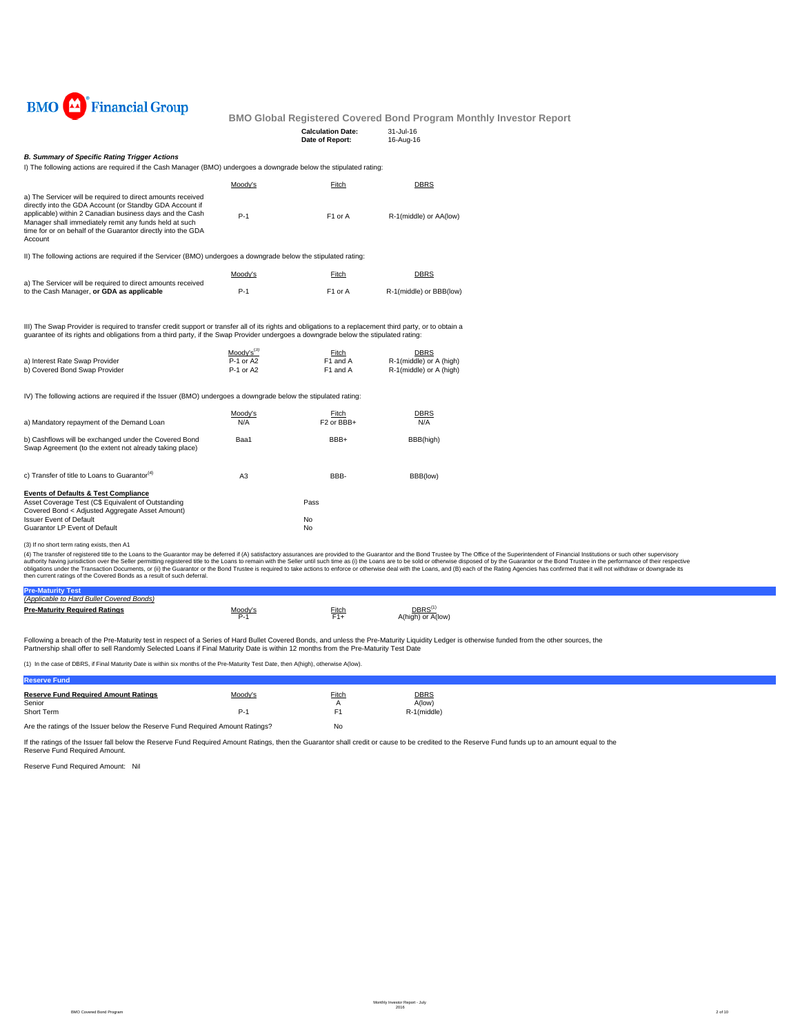**BMO Financial Group**

## BMO Global Registered Covered Bond Program Monthly Investor Report

**Calculation Date:** 31-Jul-16
**Date of Report:** 16-Aug-16

### *B. Summary of Specific Rating Trigger Actions*

I) The following actions are required if the Cash Manager (BMO) undergoes a downgrade below the stipulated rating:

| | Moody's | Fitch | DBRS |
|---|---|---|---|
| a) The Servicer will be required to direct amounts received directly into the GDA Account (or Standby GDA Account if applicable) within 2 Canadian business days and the Cash Manager shall immediately remit any funds held at such time for or on behalf of the Guarantor directly into the GDA Account | P-1 | F1 or A | R-1(middle) or AA(low) |

II) The following actions are required if the Servicer (BMO) undergoes a downgrade below the stipulated rating:

| | Moody's | Fitch | DBRS |
|---|---|---|---|
| a) The Servicer will be required to direct amounts received to the Cash Manager, **or GDA as applicable** | P-1 | F1 or A | R-1(middle) or BBB(low) |

III) The Swap Provider is required to transfer credit support or transfer all of its rights and obligations to a replacement third party, or to obtain a guarantee of its rights and obligations from a third party, if the Swap Provider undergoes a downgrade below the stipulated rating:

| | Moody's[3] | Fitch | DBRS |
|---|---|---|---|
| a) Interest Rate Swap Provider | P-1 or A2 | F1 and A | R-1(middle) or A (high) |
| b) Covered Bond Swap Provider | P-1 or A2 | F1 and A | R-1(middle) or A (high) |

IV) The following actions are required if the Issuer (BMO) undergoes a downgrade below the stipulated rating:

| | Moody's | Fitch | DBRS |
|---|---|---|---|
| a) Mandatory repayment of the Demand Loan | N/A | F2 or BBB+ | N/A |
| b) Cashflows will be exchanged under the Covered Bond Swap Agreement (to the extent not already taking place) | Baa1 | BBB+ | BBB(high) |
| c) Transfer of title to Loans to Guarantor[4] | A3 | BBB- | BBB(low) |

| **Events of Defaults & Test Compliance** | |
|---|---|
| Asset Coverage Test (C$ Equivalent of Outstanding Covered Bond < Adjusted Aggregate Asset Amount) | Pass |
| Issuer Event of Default | No |
| Guarantor LP Event of Default | No |

(3) If no short term rating exists, then A1

(4) The transfer of registered title to the Loans to the Guarantor may be deferred if (A) satisfactory assurances are provided to the Guarantor and the Bond Trustee by The Office of the Superintendent of Financial Institutions or such other supervisory authority having jurisdiction over the Seller permitting registered title to the Loans to remain with the Seller until such time as (i) the Loans are to be sold or otherwise disposed of by the Guarantor or the Bond Trustee in the performance of their respective obligations under the Transaction Documents, or (ii) the Guarantor or the Bond Trustee is required to take actions to enforce or otherwise deal with the Loans, and (B) each of the Rating Agencies has confirmed that it will not withdraw or downgrade its then current ratings of the Covered Bonds as a result of such deferral.

### Pre-Maturity Test

*(Applicable to Hard Bullet Covered Bonds)*

| **Pre-Maturity Required Ratings** | Moody's | Fitch | DBRS[1] |
|---|---|---|---|
| | P-1 | F1+ | A(high) or A(low) |

Following a breach of the Pre-Maturity test in respect of a Series of Hard Bullet Covered Bonds, and unless the Pre-Maturity Liquidity Ledger is otherwise funded from the other sources, the Partnership shall offer to sell Randomly Selected Loans if Final Maturity Date is within 12 months from the Pre-Maturity Test Date

(1) In the case of DBRS, if Final Maturity Date is within six months of the Pre-Maturity Test Date, then A(high), otherwise A(low).

### Reserve Fund

| **Reserve Fund Required Amount Ratings** | Moody's | Fitch | DBRS |
|---|---|---|---|
| Senior | | A | A(low) |
| Short Term | P-1 | F1 | R-1(middle) |

Are the ratings of the Issuer below the Reserve Fund Required Amount Ratings? No

If the ratings of the Issuer fall below the Reserve Fund Required Amount Ratings, then the Guarantor shall credit or cause to be credited to the Reserve Fund funds up to an amount equal to the Reserve Fund Required Amount.

Reserve Fund Required Amount: Nil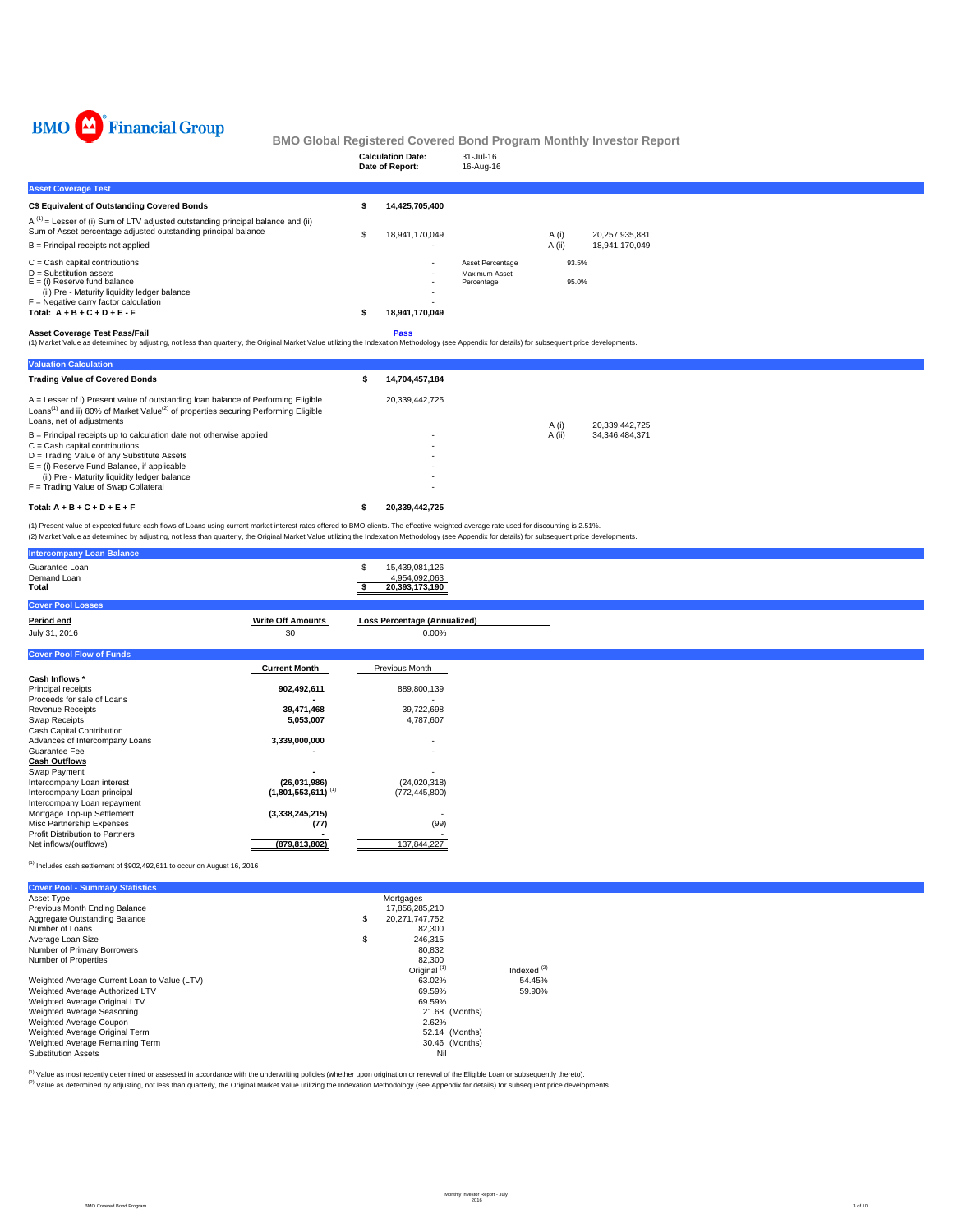BMO Financial Group

# BMO Global Registered Covered Bond Program Monthly Investor Report

| | |
|---|---|
| **Calculation Date:** | 31-Jul-16 |
| **Date of Report:** | 16-Aug-16 |

## Asset Coverage Test

| | | | | |
|---|---|---|---|---|
| **C$ Equivalent of Outstanding Covered Bonds** | $ 14,425,705,400 | | | |
| A [1] = Lesser of (i) Sum of LTV adjusted outstanding principal balance and (ii) Sum of Asset percentage adjusted outstanding principal balance | $ 18,941,170,049 | | A (i) | 20,257,935,881 |
| B = Principal receipts not applied | - | | A (ii) | 18,941,170,049 |
| C = Cash capital contributions | - | Asset Percentage | 93.5% | |
| D = Substitution assets | - | Maximum Asset Percentage | 95.0% | |
| E = (i) Reserve fund balance | - | | | |
| (ii) Pre - Maturity liquidity ledger balance | - | | | |
| F = Negative carry factor calculation | - | | | |
| **Total: A + B + C + D + E - F** | $ 18,941,170,049 | | | |

**Asset Coverage Test Pass/Fail** — **Pass**

(1) Market Value as determined by adjusting, not less than quarterly, the Original Market Value utilizing the Indexation Methodology (see Appendix for details) for subsequent price developments.

## Valuation Calculation

| | | | |
|---|---|---|---|
| **Trading Value of Covered Bonds** | $ 14,704,457,184 | | |
| A = Lesser of i) Present value of outstanding loan balance of Performing Eligible Loans[1] and ii) 80% of Market Value[2] of properties securing Performing Eligible Loans, net of adjustments | 20,339,442,725 | A (i) | 20,339,442,725 |
| B = Principal receipts up to calculation date not otherwise applied | - | A (ii) | 34,346,484,371 |
| C = Cash capital contributions | - | | |
| D = Trading Value of any Substitute Assets | - | | |
| E = (i) Reserve Fund Balance, if applicable | - | | |
| (ii) Pre - Maturity liquidity ledger balance | - | | |
| F = Trading Value of Swap Collateral | - | | |
| **Total: A + B + C + D + E + F** | $ 20,339,442,725 | | |

(1) Present value of expected future cash flows of Loans using current market interest rates offered to BMO clients. The effective weighted average rate used for discounting is 2.51%.
(2) Market Value as determined by adjusting, not less than quarterly, the Original Market Value utilizing the Indexation Methodology (see Appendix for details) for subsequent price developments.

## Intercompany Loan Balance

| | |
|---|---|
| Guarantee Loan | $ 15,439,081,126 |
| Demand Loan | 4,954,092,063 |
| **Total** | $ 20,393,173,190 |

## Cover Pool Losses

| Period end | Write Off Amounts | Loss Percentage (Annualized) |
|---|---|---|
| July 31, 2016 | $0 | 0.00% |

## Cover Pool Flow of Funds

| | Current Month | Previous Month |
|---|---|---|
| **Cash Inflows *** | | |
| Principal receipts | 902,492,611 | 889,800,139 |
| Proceeds for sale of Loans | - | - |
| Revenue Receipts | 39,471,468 | 39,722,698 |
| Swap Receipts | 5,053,007 | 4,787,607 |
| Cash Capital Contribution | | |
| Advances of Intercompany Loans | 3,339,000,000 | - |
| Guarantee Fee | - | - |
| **Cash Outflows** | | |
| Swap Payment | - | - |
| Intercompany Loan interest | (26,031,986) | (24,020,318) |
| Intercompany Loan principal | (1,801,553,611) [1] | (772,445,800) |
| Intercompany Loan repayment | | |
| Mortgage Top-up Settlement | (3,338,245,215) | - |
| Misc Partnership Expenses | (77) | (99) |
| Profit Distribution to Partners | - | - |
| Net inflows/(outflows) | (879,813,802) | 137,844,227 |

[1] Includes cash settlement of $902,492,611 to occur on August 16, 2016

## Cover Pool - Summary Statistics

| | | |
|---|---|---|
| Asset Type | Mortgages | |
| Previous Month Ending Balance | 17,856,285,210 | |
| Aggregate Outstanding Balance | $ 20,271,747,752 | |
| Number of Loans | 82,300 | |
| Average Loan Size | $ 246,315 | |
| Number of Primary Borrowers | 80,832 | |
| Number of Properties | 82,300 | |
| | Original [1] | Indexed [2] |
| Weighted Average Current Loan to Value (LTV) | 63.02% | 54.45% |
| Weighted Average Authorized LTV | 69.59% | 59.90% |
| Weighted Average Original LTV | 69.59% | |
| Weighted Average Seasoning | 21.68 (Months) | |
| Weighted Average Coupon | 2.62% | |
| Weighted Average Original Term | 52.14 (Months) | |
| Weighted Average Remaining Term | 30.46 (Months) | |
| Substitution Assets | Nil | |

[1] Value as most recently determined or assessed in accordance with the underwriting policies (whether upon origination or renewal of the Eligible Loan or subsequently thereto).
[2] Value as determined by adjusting, not less than quarterly, the Original Market Value utilizing the Indexation Methodology (see Appendix for details) for subsequent price developments.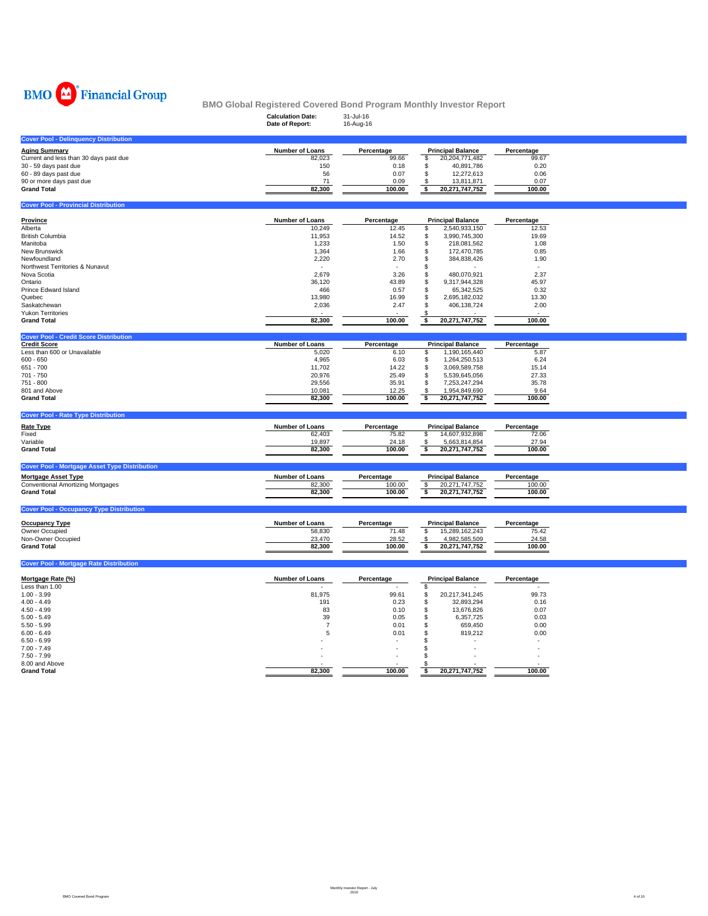BMO Financial Group

## BMO Global Registered Covered Bond Program Monthly Investor Report

**Calculation Date:** 31-Jul-16
**Date of Report:** 16-Aug-16

### Cover Pool - Delinquency Distribution

| Aging Summary | Number of Loans | Percentage | Principal Balance | Percentage |
|---|---|---|---|---|
| Current and less than 30 days past due | 82,023 | 99.66 | $ 20,204,771,482 | 99.67 |
| 30 - 59 days past due | 150 | 0.18 | $ 40,891,786 | 0.20 |
| 60 - 89 days past due | 56 | 0.07 | $ 12,272,613 | 0.06 |
| 90 or more days past due | 71 | 0.09 | $ 13,811,871 | 0.07 |
| **Grand Total** | **82,300** | **100.00** | **$ 20,271,747,752** | **100.00** |

### Cover Pool - Provincial Distribution

| Province | Number of Loans | Percentage | Principal Balance | Percentage |
|---|---|---|---|---|
| Alberta | 10,249 | 12.45 | $ 2,540,933,150 | 12.53 |
| British Columbia | 11,953 | 14.52 | $ 3,990,745,300 | 19.69 |
| Manitoba | 1,233 | 1.50 | $ 218,081,562 | 1.08 |
| New Brunswick | 1,364 | 1.66 | $ 172,470,785 | 0.85 |
| Newfoundland | 2,220 | 2.70 | $ 384,838,426 | 1.90 |
| Northwest Territories & Nunavut | - | - | $ - | - |
| Nova Scotia | 2,679 | 3.26 | $ 480,070,921 | 2.37 |
| Ontario | 36,120 | 43.89 | $ 9,317,944,328 | 45.97 |
| Prince Edward Island | 466 | 0.57 | $ 65,342,525 | 0.32 |
| Quebec | 13,980 | 16.99 | $ 2,695,182,032 | 13.30 |
| Saskatchewan | 2,036 | 2.47 | $ 406,138,724 | 2.00 |
| Yukon Territories | - | - | $ - | - |
| **Grand Total** | **82,300** | **100.00** | **$ 20,271,747,752** | **100.00** |

### Cover Pool - Credit Score Distribution

| Credit Score | Number of Loans | Percentage | Principal Balance | Percentage |
|---|---|---|---|---|
| Less than 600 or Unavailable | 5,020 | 6.10 | $ 1,190,165,440 | 5.87 |
| 600 - 650 | 4,965 | 6.03 | $ 1,264,250,513 | 6.24 |
| 651 - 700 | 11,702 | 14.22 | $ 3,069,589,758 | 15.14 |
| 701 - 750 | 20,976 | 25.49 | $ 5,539,645,056 | 27.33 |
| 751 - 800 | 29,556 | 35.91 | $ 7,253,247,294 | 35.78 |
| 801 and Above | 10,081 | 12.25 | $ 1,954,849,690 | 9.64 |
| **Grand Total** | **82,300** | **100.00** | **$ 20,271,747,752** | **100.00** |

### Cover Pool - Rate Type Distribution

| Rate Type | Number of Loans | Percentage | Principal Balance | Percentage |
|---|---|---|---|---|
| Fixed | 62,403 | 75.82 | $ 14,607,932,898 | 72.06 |
| Variable | 19,897 | 24.18 | $ 5,663,814,854 | 27.94 |
| **Grand Total** | **82,300** | **100.00** | **$ 20,271,747,752** | **100.00** |

### Cover Pool - Mortgage Asset Type Distribution

| Mortgage Asset Type | Number of Loans | Percentage | Principal Balance | Percentage |
|---|---|---|---|---|
| Conventional Amortizing Mortgages | 82,300 | 100.00 | $ 20,271,747,752 | 100.00 |
| **Grand Total** | **82,300** | **100.00** | **$ 20,271,747,752** | **100.00** |

### Cover Pool - Occupancy Type Distribution

| Occupancy Type | Number of Loans | Percentage | Principal Balance | Percentage |
|---|---|---|---|---|
| Owner Occupied | 58,830 | 71.48 | $ 15,289,162,243 | 75.42 |
| Non-Owner Occupied | 23,470 | 28.52 | $ 4,982,585,509 | 24.58 |
| **Grand Total** | **82,300** | **100.00** | **$ 20,271,747,752** | **100.00** |

### Cover Pool - Mortgage Rate Distribution

| Mortgage Rate (%) | Number of Loans | Percentage | Principal Balance | Percentage |
|---|---|---|---|---|
| Less than 1.00 | - | - | $ - | - |
| 1.00 - 3.99 | 81,975 | 99.61 | $ 20,217,341,245 | 99.73 |
| 4.00 - 4.49 | 191 | 0.23 | $ 32,893,294 | 0.16 |
| 4.50 - 4.99 | 83 | 0.10 | $ 13,676,826 | 0.07 |
| 5.00 - 5.49 | 39 | 0.05 | $ 6,357,725 | 0.03 |
| 5.50 - 5.99 | 7 | 0.01 | $ 659,450 | 0.00 |
| 6.00 - 6.49 | 5 | 0.01 | $ 819,212 | 0.00 |
| 6.50 - 6.99 | - | - | $ - | - |
| 7.00 - 7.49 | - | - | $ - | - |
| 7.50 - 7.99 | - | - | $ - | - |
| 8.00 and Above | - | - | $ - | - |
| **Grand Total** | **82,300** | **100.00** | **$ 20,271,747,752** | **100.00** |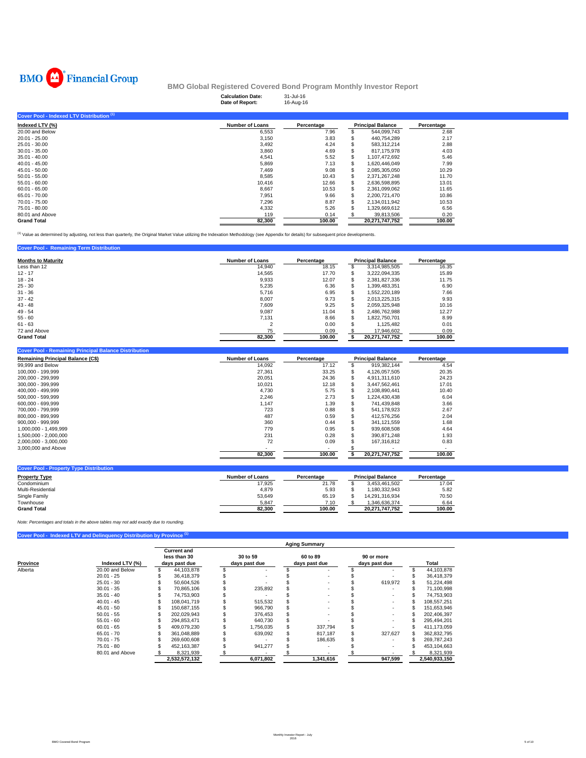BMO Financial Group

## BMO Global Registered Covered Bond Program Monthly Investor Report

**Calculation Date:** 31-Jul-16
**Date of Report:** 16-Aug-16

### Cover Pool - Indexed LTV Distribution [1]

| Indexed LTV (%) | Number of Loans | Percentage | Principal Balance | Percentage |
|---|---|---|---|---|
| 20.00 and Below | 6,553 | 7.96 | $ 544,099,743 | 2.68 |
| 20.01 - 25.00 | 3,150 | 3.83 | $ 440,754,289 | 2.17 |
| 25.01 - 30.00 | 3,492 | 4.24 | $ 583,312,214 | 2.88 |
| 30.01 - 35.00 | 3,860 | 4.69 | $ 817,175,978 | 4.03 |
| 35.01 - 40.00 | 4,541 | 5.52 | $ 1,107,472,692 | 5.46 |
| 40.01 - 45.00 | 5,869 | 7.13 | $ 1,620,446,049 | 7.99 |
| 45.01 - 50.00 | 7,469 | 9.08 | $ 2,085,305,050 | 10.29 |
| 50.01 - 55.00 | 8,585 | 10.43 | $ 2,371,267,248 | 11.70 |
| 55.01 - 60.00 | 10,416 | 12.66 | $ 2,636,598,895 | 13.01 |
| 60.01 - 65.00 | 8,667 | 10.53 | $ 2,361,099,062 | 11.65 |
| 65.01 - 70.00 | 7,951 | 9.66 | $ 2,200,721,470 | 10.86 |
| 70.01 - 75.00 | 7,296 | 8.87 | $ 2,134,011,942 | 10.53 |
| 75.01 - 80.00 | 4,332 | 5.26 | $ 1,329,669,612 | 6.56 |
| 80.01 and Above | 119 | 0.14 | $ 39,813,506 | 0.20 |
| **Grand Total** | **82,300** | **100.00** | **20,271,747,752** | **100.00** |

[1] Value as determined by adjusting, not less than quarterly, the Original Market Value utilizing the Indexation Methodology (see Appendix for details) for subsequent price developments.

### Cover Pool - Remaining Term Distribution

| Months to Maturity | Number of Loans | Percentage | Principal Balance | Percentage |
|---|---|---|---|---|
| Less than 12 | 14,940 | 18.15 | $ 3,314,985,505 | 16.35 |
| 12 - 17 | 14,565 | 17.70 | $ 3,222,094,335 | 15.89 |
| 18 - 24 | 9,933 | 12.07 | $ 2,381,827,336 | 11.75 |
| 25 - 30 | 5,235 | 6.36 | $ 1,399,483,351 | 6.90 |
| 31 - 36 | 5,716 | 6.95 | $ 1,552,220,189 | 7.66 |
| 37 - 42 | 8,007 | 9.73 | $ 2,013,225,315 | 9.93 |
| 43 - 48 | 7,609 | 9.25 | $ 2,059,325,948 | 10.16 |
| 49 - 54 | 9,087 | 11.04 | $ 2,486,762,988 | 12.27 |
| 55 - 60 | 7,131 | 8.66 | $ 1,822,750,701 | 8.99 |
| 61 - 63 | 2 | 0.00 | $ 1,125,482 | 0.01 |
| 72 and Above | 75 | 0.09 | $ 17,946,602 | 0.09 |
| **Grand Total** | **82,300** | **100.00** | **$ 20,271,747,752** | **100.00** |

### Cover Pool - Remaining Principal Balance Distribution

| Remaining Principal Balance (C$) | Number of Loans | Percentage | Principal Balance | Percentage |
|---|---|---|---|---|
| 99,999 and Below | 14,092 | 17.12 | $ 919,382,144 | 4.54 |
| 100,000 - 199,999 | 27,361 | 33.25 | $ 4,126,057,505 | 20.35 |
| 200,000 - 299,999 | 20,051 | 24.36 | $ 4,911,311,610 | 24.23 |
| 300,000 - 399,999 | 10,021 | 12.18 | $ 3,447,562,461 | 17.01 |
| 400,000 - 499,999 | 4,730 | 5.75 | $ 2,108,890,441 | 10.40 |
| 500,000 - 599,999 | 2,246 | 2.73 | $ 1,224,430,438 | 6.04 |
| 600,000 - 699,999 | 1,147 | 1.39 | $ 741,439,848 | 3.66 |
| 700,000 - 799,999 | 723 | 0.88 | $ 541,178,923 | 2.67 |
| 800,000 - 899,999 | 487 | 0.59 | $ 412,576,256 | 2.04 |
| 900,000 - 999,999 | 360 | 0.44 | $ 341,121,559 | 1.68 |
| 1,000,000 - 1,499,999 | 779 | 0.95 | $ 939,608,508 | 4.64 |
| 1,500,000 - 2,000,000 | 231 | 0.28 | $ 390,871,248 | 1.93 |
| 2,000,000 - 3,000,000 | 72 | 0.09 | $ 167,316,812 | 0.83 |
| 3,000,000 and Above | - | - | $ - | - |
| | **82,300** | **100.00** | **$ 20,271,747,752** | **100.00** |

### Cover Pool - Property Type Distribution

| Property Type | Number of Loans | Percentage | Principal Balance | Percentage |
|---|---|---|---|---|
| Condominium | 17,925 | 21.78 | $ 3,453,461,502 | 17.04 |
| Multi-Residential | 4,879 | 5.93 | $ 1,180,332,943 | 5.82 |
| Single Family | 53,649 | 65.19 | $ 14,291,316,934 | 70.50 |
| Townhouse | 5,847 | 7.10 | $ 1,346,636,374 | 6.64 |
| **Grand Total** | **82,300** | **100.00** | **20,271,747,752** | **100.00** |

*Note: Percentages and totals in the above tables may not add exactly due to rounding.*

### Cover Pool - Indexed LTV and Delinquency Distribution by Province [1]

| | | Aging Summary | | | | |
|---|---|---|---|---|---|---|
| Province | Indexed LTV (%) | Current and less than 30 days past due | 30 to 59 days past due | 60 to 89 days past due | 90 or more days past due | Total |
| Alberta | 20.00 and Below | $ 44,103,878 | $ - | $ - | $ - | $ 44,103,878 |
| | 20.01 - 25 | $ 36,418,379 | $ - | $ - | $ - | $ 36,418,379 |
| | 25.01 - 30 | $ 50,604,526 | $ - | $ - | $ 619,972 | $ 51,224,498 |
| | 30.01 - 35 | $ 70,865,106 | $ 235,892 | $ - | $ - | $ 71,100,998 |
| | 35.01 - 40 | $ 74,753,903 | $ - | $ - | $ - | $ 74,753,903 |
| | 40.01 - 45 | $ 108,041,719 | $ 515,532 | $ - | $ - | $ 108,557,251 |
| | 45.01 - 50 | $ 150,687,155 | $ 966,790 | $ - | $ - | $ 151,653,946 |
| | 50.01 - 55 | $ 202,029,943 | $ 376,453 | $ - | $ - | $ 202,406,397 |
| | 55.01 - 60 | $ 294,853,471 | $ 640,730 | $ - | $ - | $ 295,494,201 |
| | 60.01 - 65 | $ 409,079,230 | $ 1,756,035 | $ 337,794 | $ - | $ 411,173,059 |
| | 65.01 - 70 | $ 361,048,889 | $ 639,092 | $ 817,187 | $ 327,627 | $ 362,832,795 |
| | 70.01 - 75 | $ 269,600,608 | $ - | $ 186,635 | $ - | $ 269,787,243 |
| | 75.01 - 80 | $ 452,163,387 | $ 941,277 | $ - | $ - | $ 453,104,663 |
| | 80.01 and Above | $ 8,321,939 | $ - | $ - | $ - | $ 8,321,939 |
| | | **2,532,572,132** | **6,071,802** | **1,341,616** | **947,599** | **2,540,933,150** |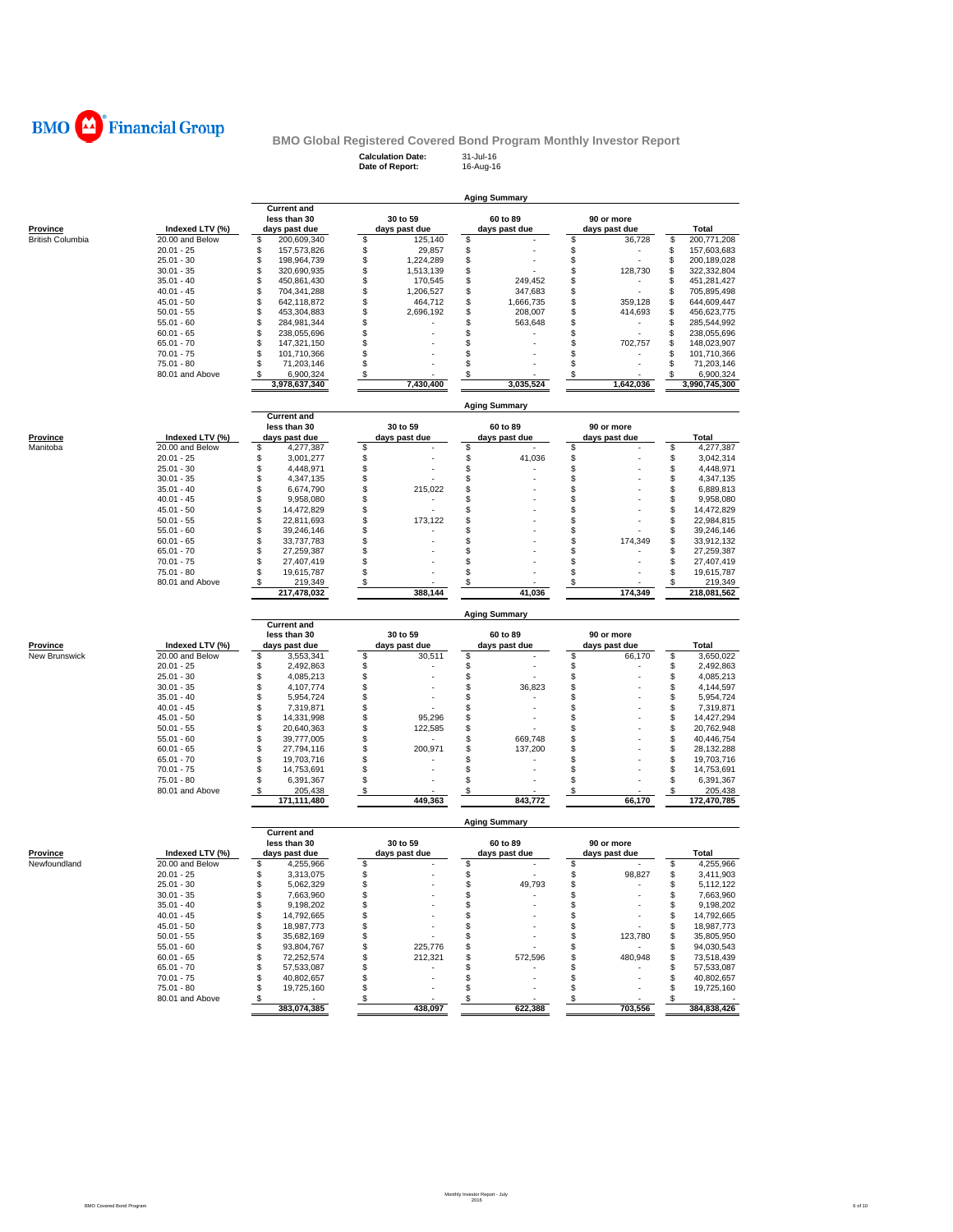# BMO Global Registered Covered Bond Program Monthly Investor Report

**Calculation Date:** 31-Jul-16
**Date of Report:** 16-Aug-16

## Aging Summary

| Province | Indexed LTV (%) | Current and less than 30 days past due | 30 to 59 days past due | 60 to 89 days past due | 90 or more days past due | Total |
|---|---|---|---|---|---|---|
| British Columbia | 20.00 and Below | $ 200,609,340 | $ 125,140 | $ - | $ 36,728 | $ 200,771,208 |
| | 20.01 - 25 | $ 157,573,826 | $ 29,857 | $ - | $ - | $ 157,603,683 |
| | 25.01 - 30 | $ 198,964,739 | $ 1,224,289 | $ - | $ - | $ 200,189,028 |
| | 30.01 - 35 | $ 320,690,935 | $ 1,513,139 | $ - | $ 128,730 | $ 322,332,804 |
| | 35.01 - 40 | $ 450,861,430 | $ 170,545 | $ 249,452 | $ - | $ 451,281,427 |
| | 40.01 - 45 | $ 704,341,288 | $ 1,206,527 | $ 347,683 | $ - | $ 705,895,498 |
| | 45.01 - 50 | $ 642,118,872 | $ 464,712 | $ 1,666,735 | $ 359,128 | $ 644,609,447 |
| | 50.01 - 55 | $ 453,304,883 | $ 2,696,192 | $ 208,007 | $ 414,693 | $ 456,623,775 |
| | 55.01 - 60 | $ 284,981,344 | $ - | $ 563,648 | $ - | $ 285,544,992 |
| | 60.01 - 65 | $ 238,055,696 | $ - | $ - | $ - | $ 238,055,696 |
| | 65.01 - 70 | $ 147,321,150 | $ - | $ - | $ 702,757 | $ 148,023,907 |
| | 70.01 - 75 | $ 101,710,366 | $ - | $ - | $ - | $ 101,710,366 |
| | 75.01 - 80 | $ 71,203,146 | $ - | $ - | $ - | $ 71,203,146 |
| | 80.01 and Above | $ 6,900,324 | $ - | $ - | $ - | $ 6,900,324 |
| | | 3,978,637,340 | 7,430,400 | 3,035,524 | 1,642,036 | 3,990,745,300 |

## Aging Summary

| Province | Indexed LTV (%) | Current and less than 30 days past due | 30 to 59 days past due | 60 to 89 days past due | 90 or more days past due | Total |
|---|---|---|---|---|---|---|
| Manitoba | 20.00 and Below | $ 4,277,387 | $ - | $ - | $ - | $ 4,277,387 |
| | 20.01 - 25 | $ 3,001,277 | $ - | $ 41,036 | $ - | $ 3,042,314 |
| | 25.01 - 30 | $ 4,448,971 | $ - | $ - | $ - | $ 4,448,971 |
| | 30.01 - 35 | $ 4,347,135 | $ - | $ - | $ - | $ 4,347,135 |
| | 35.01 - 40 | $ 6,674,790 | $ 215,022 | $ - | $ - | $ 6,889,813 |
| | 40.01 - 45 | $ 9,958,080 | $ - | $ - | $ - | $ 9,958,080 |
| | 45.01 - 50 | $ 14,472,829 | $ - | $ - | $ - | $ 14,472,829 |
| | 50.01 - 55 | $ 22,811,693 | $ 173,122 | $ - | $ - | $ 22,984,815 |
| | 55.01 - 60 | $ 39,246,146 | $ - | $ - | $ - | $ 39,246,146 |
| | 60.01 - 65 | $ 33,737,783 | $ - | $ - | $ 174,349 | $ 33,912,132 |
| | 65.01 - 70 | $ 27,259,387 | $ - | $ - | $ - | $ 27,259,387 |
| | 70.01 - 75 | $ 27,407,419 | $ - | $ - | $ - | $ 27,407,419 |
| | 75.01 - 80 | $ 19,615,787 | $ - | $ - | $ - | $ 19,615,787 |
| | 80.01 and Above | $ 219,349 | $ - | $ - | $ - | $ 219,349 |
| | | 217,478,032 | 388,144 | 41,036 | 174,349 | 218,081,562 |

## Aging Summary

| Province | Indexed LTV (%) | Current and less than 30 days past due | 30 to 59 days past due | 60 to 89 days past due | 90 or more days past due | Total |
|---|---|---|---|---|---|---|
| New Brunswick | 20.00 and Below | $ 3,553,341 | $ 30,511 | $ - | $ 66,170 | $ 3,650,022 |
| | 20.01 - 25 | $ 2,492,863 | $ - | $ - | $ - | $ 2,492,863 |
| | 25.01 - 30 | $ 4,085,213 | $ - | $ - | $ - | $ 4,085,213 |
| | 30.01 - 35 | $ 4,107,774 | $ - | $ 36,823 | $ - | $ 4,144,597 |
| | 35.01 - 40 | $ 5,954,724 | $ - | $ - | $ - | $ 5,954,724 |
| | 40.01 - 45 | $ 7,319,871 | $ - | $ - | $ - | $ 7,319,871 |
| | 45.01 - 50 | $ 14,331,998 | $ 95,296 | $ - | $ - | $ 14,427,294 |
| | 50.01 - 55 | $ 20,640,363 | $ 122,585 | $ - | $ - | $ 20,762,948 |
| | 55.01 - 60 | $ 39,777,005 | $ - | $ 669,748 | $ - | $ 40,446,754 |
| | 60.01 - 65 | $ 27,794,116 | $ 200,971 | $ 137,200 | $ - | $ 28,132,288 |
| | 65.01 - 70 | $ 19,703,716 | $ - | $ - | $ - | $ 19,703,716 |
| | 70.01 - 75 | $ 14,753,691 | $ - | $ - | $ - | $ 14,753,691 |
| | 75.01 - 80 | $ 6,391,367 | $ - | $ - | $ - | $ 6,391,367 |
| | 80.01 and Above | $ 205,438 | $ - | $ - | $ - | $ 205,438 |
| | | 171,111,480 | 449,363 | 843,772 | 66,170 | 172,470,785 |

## Aging Summary

| Province | Indexed LTV (%) | Current and less than 30 days past due | 30 to 59 days past due | 60 to 89 days past due | 90 or more days past due | Total |
|---|---|---|---|---|---|---|
| Newfoundland | 20.00 and Below | $ 4,255,966 | $ - | $ - | $ - | $ 4,255,966 |
| | 20.01 - 25 | $ 3,313,075 | $ - | $ - | $ 98,827 | $ 3,411,903 |
| | 25.01 - 30 | $ 5,062,329 | $ - | $ 49,793 | $ - | $ 5,112,122 |
| | 30.01 - 35 | $ 7,663,960 | $ - | $ - | $ - | $ 7,663,960 |
| | 35.01 - 40 | $ 9,198,202 | $ - | $ - | $ - | $ 9,198,202 |
| | 40.01 - 45 | $ 14,792,665 | $ - | $ - | $ - | $ 14,792,665 |
| | 45.01 - 50 | $ 18,987,773 | $ - | $ - | $ - | $ 18,987,773 |
| | 50.01 - 55 | $ 35,682,169 | $ - | $ - | $ 123,780 | $ 35,805,950 |
| | 55.01 - 60 | $ 93,804,767 | $ 225,776 | $ - | $ - | $ 94,030,543 |
| | 60.01 - 65 | $ 72,252,574 | $ 212,321 | $ 572,596 | $ 480,948 | $ 73,518,439 |
| | 65.01 - 70 | $ 57,533,087 | $ - | $ - | $ - | $ 57,533,087 |
| | 70.01 - 75 | $ 40,802,657 | $ - | $ - | $ - | $ 40,802,657 |
| | 75.01 - 80 | $ 19,725,160 | $ - | $ - | $ - | $ 19,725,160 |
| | 80.01 and Above | $ - | $ - | $ - | $ - | $ - |
| | | 383,074,385 | 438,097 | 622,388 | 703,556 | 384,838,426 |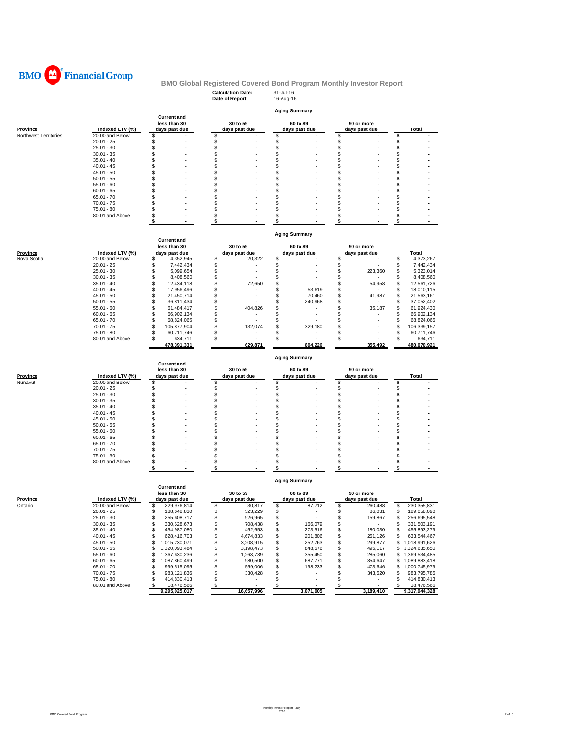**BMO Financial Group**

## BMO Global Registered Covered Bond Program Monthly Investor Report

**Calculation Date:** 31-Jul-16
**Date of Report:** 16-Aug-16

### Aging Summary

| Province | Indexed LTV (%) | Current and less than 30 days past due | 30 to 59 days past due | 60 to 89 days past due | 90 or more days past due | Total |
|---|---|---|---|---|---|---|
| Northwest Territories | 20.00 and Below | $ - | $ - | $ - | $ - | $ - |
| | 20.01 - 25 | $ - | $ - | $ - | $ - | $ - |
| | 25.01 - 30 | $ - | $ - | $ - | $ - | $ - |
| | 30.01 - 35 | $ - | $ - | $ - | $ - | $ - |
| | 35.01 - 40 | $ - | $ - | $ - | $ - | $ - |
| | 40.01 - 45 | $ - | $ - | $ - | $ - | $ - |
| | 45.01 - 50 | $ - | $ - | $ - | $ - | $ - |
| | 50.01 - 55 | $ - | $ - | $ - | $ - | $ - |
| | 55.01 - 60 | $ - | $ - | $ - | $ - | $ - |
| | 60.01 - 65 | $ - | $ - | $ - | $ - | $ - |
| | 65.01 - 70 | $ - | $ - | $ - | $ - | $ - |
| | 70.01 - 75 | $ - | $ - | $ - | $ - | $ - |
| | 75.01 - 80 | $ - | $ - | $ - | $ - | $ - |
| | 80.01 and Above | $ - | $ - | $ - | $ - | $ - |
| | | $ - | $ - | $ - | $ - | $ - |

### Aging Summary

| Province | Indexed LTV (%) | Current and less than 30 days past due | 30 to 59 days past due | 60 to 89 days past due | 90 or more days past due | Total |
|---|---|---|---|---|---|---|
| Nova Scotia | 20.00 and Below | $ 4,352,945 | $ 20,322 | $ - | $ - | $ 4,373,267 |
| | 20.01 - 25 | $ 7,442,434 | $ - | $ - | $ - | $ 7,442,434 |
| | 25.01 - 30 | $ 5,099,654 | $ - | $ - | $ 223,360 | $ 5,323,014 |
| | 30.01 - 35 | $ 8,408,560 | $ - | $ - | $ - | $ 8,408,560 |
| | 35.01 - 40 | $ 12,434,118 | $ 72,650 | $ - | $ 54,958 | $ 12,561,726 |
| | 40.01 - 45 | $ 17,956,496 | $ - | $ 53,619 | $ - | $ 18,010,115 |
| | 45.01 - 50 | $ 21,450,714 | $ - | $ 70,460 | $ 41,987 | $ 21,563,161 |
| | 50.01 - 55 | $ 36,811,434 | $ - | $ 240,968 | $ - | $ 37,052,402 |
| | 55.01 - 60 | $ 61,484,417 | $ 404,826 | $ - | $ 35,187 | $ 61,924,430 |
| | 60.01 - 65 | $ 66,902,134 | $ - | $ - | $ - | $ 66,902,134 |
| | 65.01 - 70 | $ 68,824,065 | $ - | $ - | $ - | $ 68,824,065 |
| | 70.01 - 75 | $ 105,877,904 | $ 132,074 | $ 329,180 | $ - | $ 106,339,157 |
| | 75.01 - 80 | $ 60,711,746 | $ - | $ - | $ - | $ 60,711,746 |
| | 80.01 and Above | $ 634,711 | $ - | $ - | $ - | $ 634,711 |
| | | 478,391,331 | 629,871 | 694,226 | 355,492 | 480,070,921 |

### Aging Summary

| Province | Indexed LTV (%) | Current and less than 30 days past due | 30 to 59 days past due | 60 to 89 days past due | 90 or more days past due | Total |
|---|---|---|---|---|---|---|
| Nunavut | 20.00 and Below | $ - | $ - | $ - | $ - | $ - |
| | 20.01 - 25 | $ - | $ - | $ - | $ - | $ - |
| | 25.01 - 30 | $ - | $ - | $ - | $ - | $ - |
| | 30.01 - 35 | $ - | $ - | $ - | $ - | $ - |
| | 35.01 - 40 | $ - | $ - | $ - | $ - | $ - |
| | 40.01 - 45 | $ - | $ - | $ - | $ - | $ - |
| | 45.01 - 50 | $ - | $ - | $ - | $ - | $ - |
| | 50.01 - 55 | $ - | $ - | $ - | $ - | $ - |
| | 55.01 - 60 | $ - | $ - | $ - | $ - | $ - |
| | 60.01 - 65 | $ - | $ - | $ - | $ - | $ - |
| | 65.01 - 70 | $ - | $ - | $ - | $ - | $ - |
| | 70.01 - 75 | $ - | $ - | $ - | $ - | $ - |
| | 75.01 - 80 | $ - | $ - | $ - | $ - | $ - |
| | 80.01 and Above | $ - | $ - | $ - | $ - | $ - |
| | | $ - | $ - | $ - | $ - | $ - |

### Aging Summary

| Province | Indexed LTV (%) | Current and less than 30 days past due | 30 to 59 days past due | 60 to 89 days past due | 90 or more days past due | Total |
|---|---|---|---|---|---|---|
| Ontario | 20.00 and Below | $ 229,976,814 | $ 30,817 | $ 87,712 | $ 260,488 | $ 230,355,831 |
| | 20.01 - 25 | $ 188,648,830 | $ 323,229 | $ - | $ 86,031 | $ 189,058,090 |
| | 25.01 - 30 | $ 255,608,717 | $ 926,965 | $ - | $ 159,867 | $ 256,695,548 |
| | 30.01 - 35 | $ 330,628,673 | $ 708,438 | $ 166,079 | $ - | $ 331,503,191 |
| | 35.01 - 40 | $ 454,987,080 | $ 452,653 | $ 273,516 | $ 180,030 | $ 455,893,279 |
| | 40.01 - 45 | $ 628,416,703 | $ 4,674,833 | $ 201,806 | $ 251,126 | $ 633,544,467 |
| | 45.01 - 50 | $ 1,015,230,071 | $ 3,208,915 | $ 252,763 | $ 299,877 | $ 1,018,991,626 |
| | 50.01 - 55 | $ 1,320,093,484 | $ 3,198,473 | $ 848,576 | $ 495,117 | $ 1,324,635,650 |
| | 55.01 - 60 | $ 1,367,630,236 | $ 1,263,739 | $ 355,450 | $ 285,060 | $ 1,369,534,485 |
| | 60.01 - 65 | $ 1,087,860,499 | $ 980,500 | $ 687,771 | $ 354,647 | $ 1,089,883,418 |
| | 65.01 - 70 | $ 999,515,095 | $ 559,006 | $ 198,233 | $ 473,646 | $ 1,000,745,979 |
| | 70.01 - 75 | $ 983,121,836 | $ 330,428 | $ - | $ 343,520 | $ 983,795,785 |
| | 75.01 - 80 | $ 414,830,413 | $ - | $ - | $ - | $ 414,830,413 |
| | 80.01 and Above | $ 18,476,566 | $ - | $ - | $ - | $ 18,476,566 |
| | | 9,295,025,017 | 16,657,996 | 3,071,905 | 3,189,410 | 9,317,944,328 |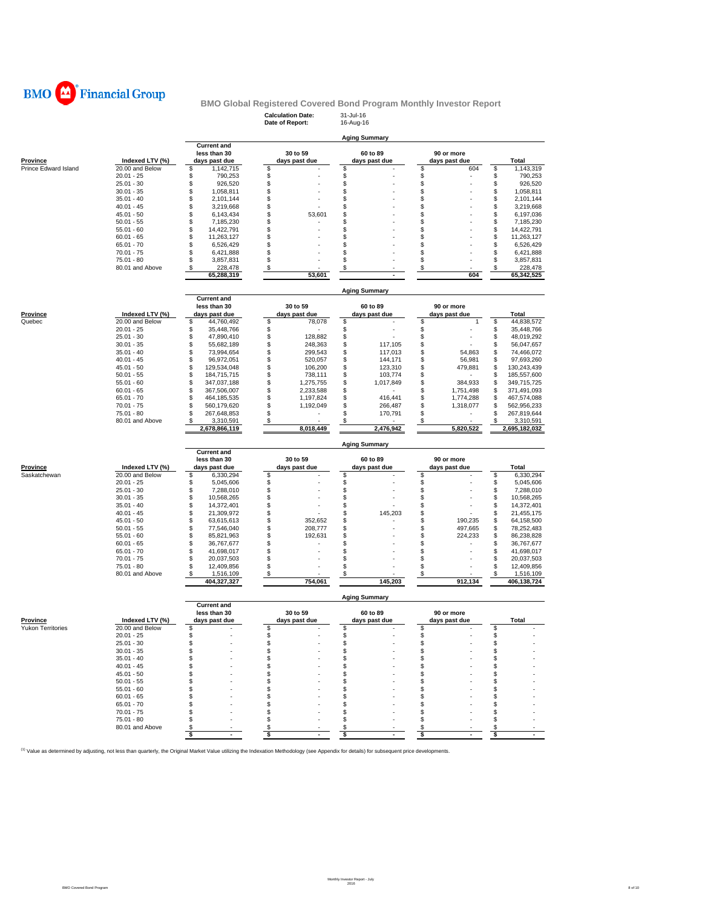BMO Financial Group

## BMO Global Registered Covered Bond Program Monthly Investor Report

**Calculation Date:** 31-Jul-16
**Date of Report:** 16-Aug-16

### Aging Summary

| Province | Indexed LTV (%) | Current and less than 30 days past due | 30 to 59 days past due | 60 to 89 days past due | 90 or more days past due | Total |
|---|---|---|---|---|---|---|
| Prince Edward Island | 20.00 and Below | $ 1,142,715 | $ - | $ - | $ 604 | $ 1,143,319 |
| | 20.01 - 25 | $ 790,253 | $ - | $ - | $ - | $ 790,253 |
| | 25.01 - 30 | $ 926,520 | $ - | $ - | $ - | $ 926,520 |
| | 30.01 - 35 | $ 1,058,811 | $ - | $ - | $ - | $ 1,058,811 |
| | 35.01 - 40 | $ 2,101,144 | $ - | $ - | $ - | $ 2,101,144 |
| | 40.01 - 45 | $ 3,219,668 | $ - | $ - | $ - | $ 3,219,668 |
| | 45.01 - 50 | $ 6,143,434 | $ 53,601 | $ - | $ - | $ 6,197,036 |
| | 50.01 - 55 | $ 7,185,230 | $ - | $ - | $ - | $ 7,185,230 |
| | 55.01 - 60 | $ 14,422,791 | $ - | $ - | $ - | $ 14,422,791 |
| | 60.01 - 65 | $ 11,263,127 | $ - | $ - | $ - | $ 11,263,127 |
| | 65.01 - 70 | $ 6,526,429 | $ - | $ - | $ - | $ 6,526,429 |
| | 70.01 - 75 | $ 6,421,888 | $ - | $ - | $ - | $ 6,421,888 |
| | 75.01 - 80 | $ 3,857,831 | $ - | $ - | $ - | $ 3,857,831 |
| | 80.01 and Above | $ 228,478 | $ - | $ - | $ - | $ 228,478 |
| | | 65,288,319 | 53,601 | - | 604 | 65,342,525 |

### Aging Summary

| Province | Indexed LTV (%) | Current and less than 30 days past due | 30 to 59 days past due | 60 to 89 days past due | 90 or more days past due | Total |
|---|---|---|---|---|---|---|
| Quebec | 20.00 and Below | $ 44,760,492 | $ 78,078 | $ - | $ 1 | $ 44,838,572 |
| | 20.01 - 25 | $ 35,448,766 | $ - | $ - | $ - | $ 35,448,766 |
| | 25.01 - 30 | $ 47,890,410 | $ 128,882 | $ - | $ - | $ 48,019,292 |
| | 30.01 - 35 | $ 55,682,189 | $ 248,363 | $ 117,105 | $ - | $ 56,047,657 |
| | 35.01 - 40 | $ 73,994,654 | $ 299,543 | $ 117,013 | $ 54,863 | $ 74,466,072 |
| | 40.01 - 45 | $ 96,972,051 | $ 520,057 | $ 144,171 | $ 56,981 | $ 97,693,260 |
| | 45.01 - 50 | $ 129,534,048 | $ 106,200 | $ 123,310 | $ 479,881 | $ 130,243,439 |
| | 50.01 - 55 | $ 184,715,715 | $ 738,111 | $ 103,774 | $ - | $ 185,557,600 |
| | 55.01 - 60 | $ 347,037,188 | $ 1,275,755 | $ 1,017,849 | $ 384,933 | $ 349,715,725 |
| | 60.01 - 65 | $ 367,506,007 | $ 2,233,588 | $ - | $ 1,751,498 | $ 371,491,093 |
| | 65.01 - 70 | $ 464,185,535 | $ 1,197,824 | $ 416,441 | $ 1,774,288 | $ 467,574,088 |
| | 70.01 - 75 | $ 560,179,620 | $ 1,192,049 | $ 266,487 | $ 1,318,077 | $ 562,956,233 |
| | 75.01 - 80 | $ 267,648,853 | $ - | $ 170,791 | $ - | $ 267,819,644 |
| | 80.01 and Above | $ 3,310,591 | $ - | $ - | $ - | $ 3,310,591 |
| | | 2,678,866,119 | 8,018,449 | 2,476,942 | 5,820,522 | 2,695,182,032 |

### Aging Summary

| Province | Indexed LTV (%) | Current and less than 30 days past due | 30 to 59 days past due | 60 to 89 days past due | 90 or more days past due | Total |
|---|---|---|---|---|---|---|
| Saskatchewan | 20.00 and Below | $ 6,330,294 | $ - | $ - | $ - | $ 6,330,294 |
| | 20.01 - 25 | $ 5,045,606 | $ - | $ - | $ - | $ 5,045,606 |
| | 25.01 - 30 | $ 7,288,010 | $ - | $ - | $ - | $ 7,288,010 |
| | 30.01 - 35 | $ 10,568,265 | $ - | $ - | $ - | $ 10,568,265 |
| | 35.01 - 40 | $ 14,372,401 | $ - | $ - | $ - | $ 14,372,401 |
| | 40.01 - 45 | $ 21,309,972 | $ - | $ 145,203 | $ - | $ 21,455,175 |
| | 45.01 - 50 | $ 63,615,613 | $ 352,652 | $ - | $ 190,235 | $ 64,158,500 |
| | 50.01 - 55 | $ 77,546,040 | $ 208,777 | $ - | $ 497,665 | $ 78,252,483 |
| | 55.01 - 60 | $ 85,821,963 | $ 192,631 | $ - | $ 224,233 | $ 86,238,828 |
| | 60.01 - 65 | $ 36,767,677 | $ - | $ - | $ - | $ 36,767,677 |
| | 65.01 - 70 | $ 41,698,017 | $ - | $ - | $ - | $ 41,698,017 |
| | 70.01 - 75 | $ 20,037,503 | $ - | $ - | $ - | $ 20,037,503 |
| | 75.01 - 80 | $ 12,409,856 | $ - | $ - | $ - | $ 12,409,856 |
| | 80.01 and Above | $ 1,516,109 | $ - | $ - | $ - | $ 1,516,109 |
| | | 404,327,327 | 754,061 | 145,203 | 912,134 | 406,138,724 |

### Aging Summary

| Province | Indexed LTV (%) | Current and less than 30 days past due | 30 to 59 days past due | 60 to 89 days past due | 90 or more days past due | Total |
|---|---|---|---|---|---|---|
| Yukon Territories | 20.00 and Below | $ - | $ - | $ - | $ - | $ - |
| | 20.01 - 25 | $ - | $ - | $ - | $ - | $ - |
| | 25.01 - 30 | $ - | $ - | $ - | $ - | $ - |
| | 30.01 - 35 | $ - | $ - | $ - | $ - | $ - |
| | 35.01 - 40 | $ - | $ - | $ - | $ - | $ - |
| | 40.01 - 45 | $ - | $ - | $ - | $ - | $ - |
| | 45.01 - 50 | $ - | $ - | $ - | $ - | $ - |
| | 50.01 - 55 | $ - | $ - | $ - | $ - | $ - |
| | 55.01 - 60 | $ - | $ - | $ - | $ - | $ - |
| | 60.01 - 65 | $ - | $ - | $ - | $ - | $ - |
| | 65.01 - 70 | $ - | $ - | $ - | $ - | $ - |
| | 70.01 - 75 | $ - | $ - | $ - | $ - | $ - |
| | 75.01 - 80 | $ - | $ - | $ - | $ - | $ - |
| | 80.01 and Above | $ - | $ - | $ - | $ - | $ - |
| | | $ - | $ - | $ - | $ - | $ - |

(1) Value as determined by adjusting, not less than quarterly, the Original Market Value utilizing the Indexation Methodology (see Appendix for details) for subsequent price developments.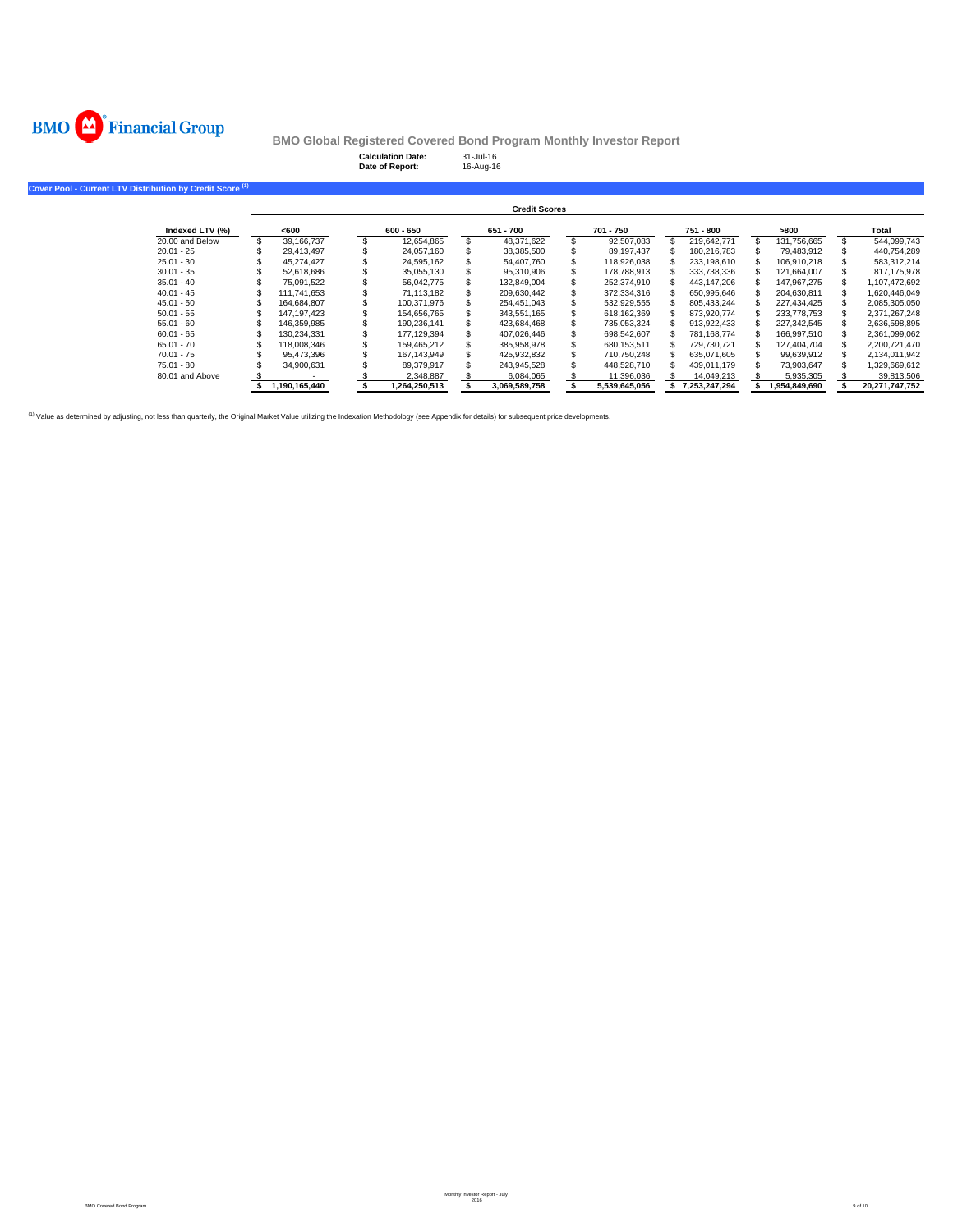BMO Financial Group

# BMO Global Registered Covered Bond Program Monthly Investor Report

**Calculation Date:** 31-Jul-16
**Date of Report:** 16-Aug-16

## Cover Pool - Current LTV Distribution by Credit Score [1]

| | Credit Scores | | | | | | |
|---|---|---|---|---|---|---|---|
| **Indexed LTV (%)** | **<600** | **600 - 650** | **651 - 700** | **701 - 750** | **751 - 800** | **>800** | **Total** |
| 20.00 and Below | $ 39,166,737 | $ 12,654,865 | $ 48,371,622 | $ 92,507,083 | $ 219,642,771 | $ 131,756,665 | $ 544,099,743 |
| 20.01 - 25 | $ 29,413,497 | $ 24,057,160 | $ 38,385,500 | $ 89,197,437 | $ 180,216,783 | $ 79,483,912 | $ 440,754,289 |
| 25.01 - 30 | $ 45,274,427 | $ 24,595,162 | $ 54,407,760 | $ 118,926,038 | $ 233,198,610 | $ 106,910,218 | $ 583,312,214 |
| 30.01 - 35 | $ 52,618,686 | $ 35,055,130 | $ 95,310,906 | $ 178,788,913 | $ 333,738,336 | $ 121,664,007 | $ 817,175,978 |
| 35.01 - 40 | $ 75,091,522 | $ 56,042,775 | $ 132,849,004 | $ 252,374,910 | $ 443,147,206 | $ 147,967,275 | $ 1,107,472,692 |
| 40.01 - 45 | $ 111,741,653 | $ 71,113,182 | $ 209,630,442 | $ 372,334,316 | $ 650,995,646 | $ 204,630,811 | $ 1,620,446,049 |
| 45.01 - 50 | $ 164,684,807 | $ 100,371,976 | $ 254,451,043 | $ 532,929,555 | $ 805,433,244 | $ 227,434,425 | $ 2,085,305,050 |
| 50.01 - 55 | $ 147,197,423 | $ 154,656,765 | $ 343,551,165 | $ 618,162,369 | $ 873,920,774 | $ 233,778,753 | $ 2,371,267,248 |
| 55.01 - 60 | $ 146,359,985 | $ 190,236,141 | $ 423,684,468 | $ 735,053,324 | $ 913,922,433 | $ 227,342,545 | $ 2,636,598,895 |
| 60.01 - 65 | $ 130,234,331 | $ 177,129,394 | $ 407,026,446 | $ 698,542,607 | $ 781,168,774 | $ 166,997,510 | $ 2,361,099,062 |
| 65.01 - 70 | $ 118,008,346 | $ 159,465,212 | $ 385,958,978 | $ 680,153,511 | $ 729,730,721 | $ 127,404,704 | $ 2,200,721,470 |
| 70.01 - 75 | $ 95,473,396 | $ 167,143,949 | $ 425,932,832 | $ 710,750,248 | $ 635,071,605 | $ 99,639,912 | $ 2,134,011,942 |
| 75.01 - 80 | $ 34,900,631 | $ 89,379,917 | $ 243,945,528 | $ 448,528,710 | $ 439,011,179 | $ 73,903,647 | $ 1,329,669,612 |
| 80.01 and Above | $ - | $ 2,348,887 | $ 6,084,065 | $ 11,396,036 | $ 14,049,213 | $ 5,935,305 | $ 39,813,506 |
| | **$ 1,190,165,440** | **$ 1,264,250,513** | **$ 3,069,589,758** | **$ 5,539,645,056** | **$ 7,253,247,294** | **$ 1,954,849,690** | **$ 20,271,747,752** |

[1] Value as determined by adjusting, not less than quarterly, the Original Market Value utilizing the Indexation Methodology (see Appendix for details) for subsequent price developments.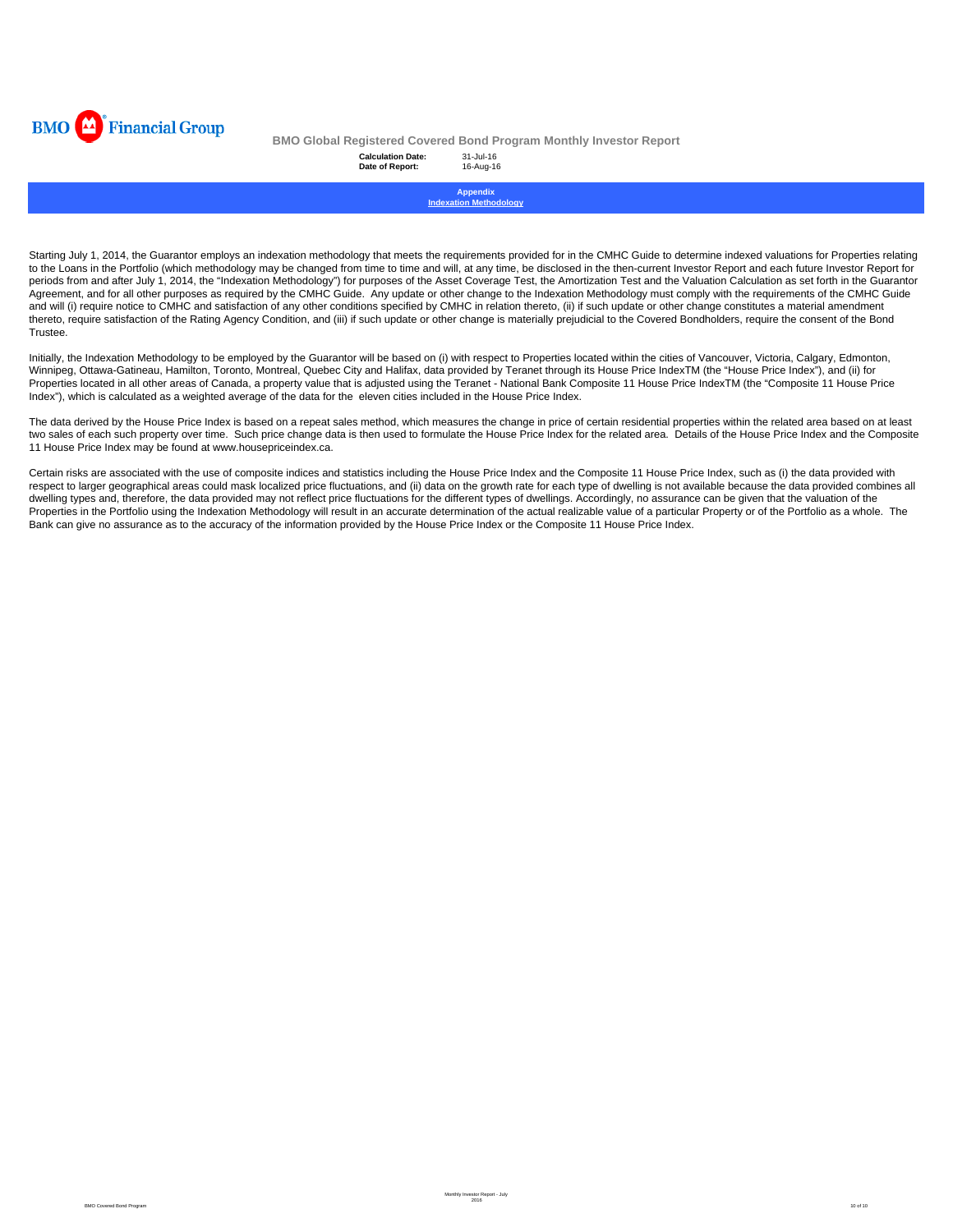BMO Financial Group

**BMO Global Registered Covered Bond Program Monthly Investor Report**

**Calculation Date:** 31-Jul-16
**Date of Report:** 16-Aug-16

## Appendix
### Indexation Methodology

Starting July 1, 2014, the Guarantor employs an indexation methodology that meets the requirements provided for in the CMHC Guide to determine indexed valuations for Properties relating to the Loans in the Portfolio (which methodology may be changed from time to time and will, at any time, be disclosed in the then-current Investor Report and each future Investor Report for periods from and after July 1, 2014, the "Indexation Methodology") for purposes of the Asset Coverage Test, the Amortization Test and the Valuation Calculation as set forth in the Guarantor Agreement, and for all other purposes as required by the CMHC Guide. Any update or other change to the Indexation Methodology must comply with the requirements of the CMHC Guide and will (i) require notice to CMHC and satisfaction of any other conditions specified by CMHC in relation thereto, (ii) if such update or other change constitutes a material amendment thereto, require satisfaction of the Rating Agency Condition, and (iii) if such update or other change is materially prejudicial to the Covered Bondholders, require the consent of the Bond Trustee.

Initially, the Indexation Methodology to be employed by the Guarantor will be based on (i) with respect to Properties located within the cities of Vancouver, Victoria, Calgary, Edmonton, Winnipeg, Ottawa-Gatineau, Hamilton, Toronto, Montreal, Quebec City and Halifax, data provided by Teranet through its House Price IndexTM (the "House Price Index"), and (ii) for Properties located in all other areas of Canada, a property value that is adjusted using the Teranet - National Bank Composite 11 House Price IndexTM (the "Composite 11 House Price Index"), which is calculated as a weighted average of the data for the eleven cities included in the House Price Index.

The data derived by the House Price Index is based on a repeat sales method, which measures the change in price of certain residential properties within the related area based on at least two sales of each such property over time. Such price change data is then used to formulate the House Price Index for the related area. Details of the House Price Index and the Composite 11 House Price Index may be found at www.housepriceindex.ca.

Certain risks are associated with the use of composite indices and statistics including the House Price Index and the Composite 11 House Price Index, such as (i) the data provided with respect to larger geographical areas could mask localized price fluctuations, and (ii) data on the growth rate for each type of dwelling is not available because the data provided combines all dwelling types and, therefore, the data provided may not reflect price fluctuations for the different types of dwellings. Accordingly, no assurance can be given that the valuation of the Properties in the Portfolio using the Indexation Methodology will result in an accurate determination of the actual realizable value of a particular Property or of the Portfolio as a whole. The Bank can give no assurance as to the accuracy of the information provided by the House Price Index or the Composite 11 House Price Index.